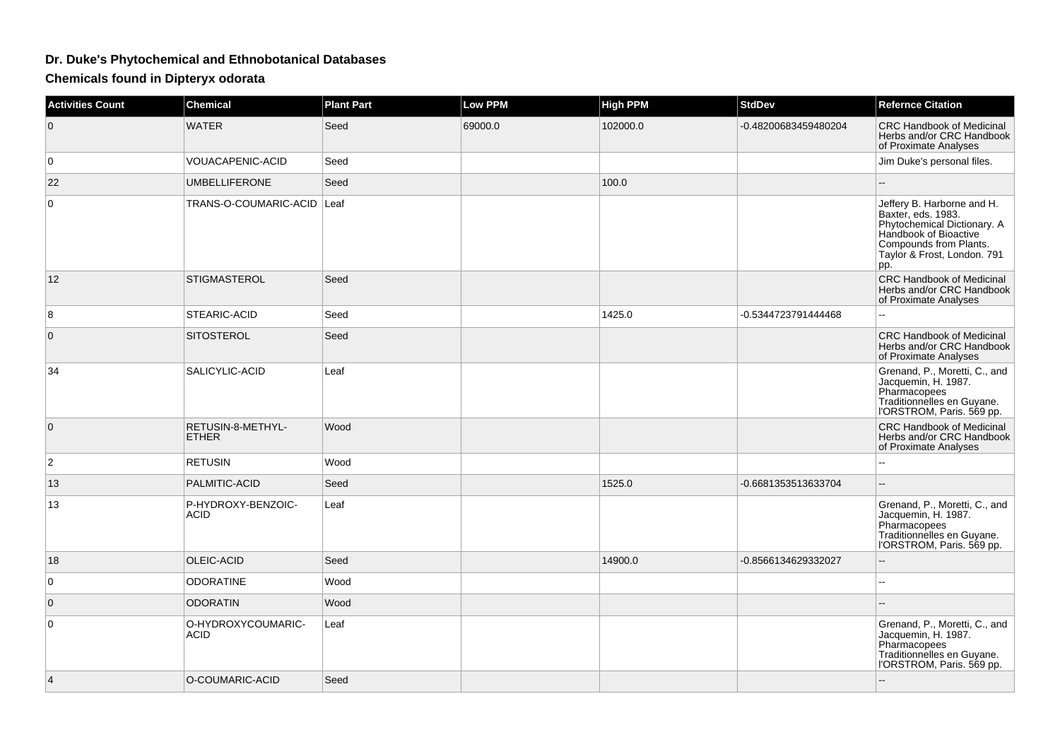# Dr. Duke's Phytochemical and Ethnobotanical Databases

## Chemicals found in Dipteryx odorata

| Activities Count | Chemical | Plant Part | Low PPM | High PPM | StdDev | Refernce Citation |
|---|---|---|---|---|---|---|
| 0 | WATER | Seed | 69000.0 | 102000.0 | -0.48200683459480204 | CRC Handbook of Medicinal Herbs and/or CRC Handbook of Proximate Analyses |
| 0 | VOUACAPENIC-ACID | Seed | | | | Jim Duke's personal files. |
| 22 | UMBELLIFERONE | Seed | | 100.0 | | -- |
| 0 | TRANS-O-COUMARIC-ACID | Leaf | | | | Jeffery B. Harborne and H. Baxter, eds. 1983. Phytochemical Dictionary. A Handbook of Bioactive Compounds from Plants. Taylor & Frost, London. 791 pp. |
| 12 | STIGMASTEROL | Seed | | | | CRC Handbook of Medicinal Herbs and/or CRC Handbook of Proximate Analyses |
| 8 | STEARIC-ACID | Seed | | 1425.0 | -0.5344723791444468 | -- |
| 0 | SITOSTEROL | Seed | | | | CRC Handbook of Medicinal Herbs and/or CRC Handbook of Proximate Analyses |
| 34 | SALICYLIC-ACID | Leaf | | | | Grenand, P., Moretti, C., and Jacquemin, H. 1987. Pharmacopees Traditionnelles en Guyane. l'ORSTROM, Paris. 569 pp. |
| 0 | RETUSIN-8-METHYL-ETHER | Wood | | | | CRC Handbook of Medicinal Herbs and/or CRC Handbook of Proximate Analyses |
| 2 | RETUSIN | Wood | | | | -- |
| 13 | PALMITIC-ACID | Seed | | 1525.0 | -0.6681353513633704 | -- |
| 13 | P-HYDROXY-BENZOIC-ACID | Leaf | | | | Grenand, P., Moretti, C., and Jacquemin, H. 1987. Pharmacopees Traditionnelles en Guyane. l'ORSTROM, Paris. 569 pp. |
| 18 | OLEIC-ACID | Seed | | 14900.0 | -0.8566134629332027 | -- |
| 0 | ODORATINE | Wood | | | | -- |
| 0 | ODORATIN | Wood | | | | -- |
| 0 | O-HYDROXYCOUMARIC-ACID | Leaf | | | | Grenand, P., Moretti, C., and Jacquemin, H. 1987. Pharmacopees Traditionnelles en Guyane. l'ORSTROM, Paris. 569 pp. |
| 4 | O-COUMARIC-ACID | Seed | | | | -- |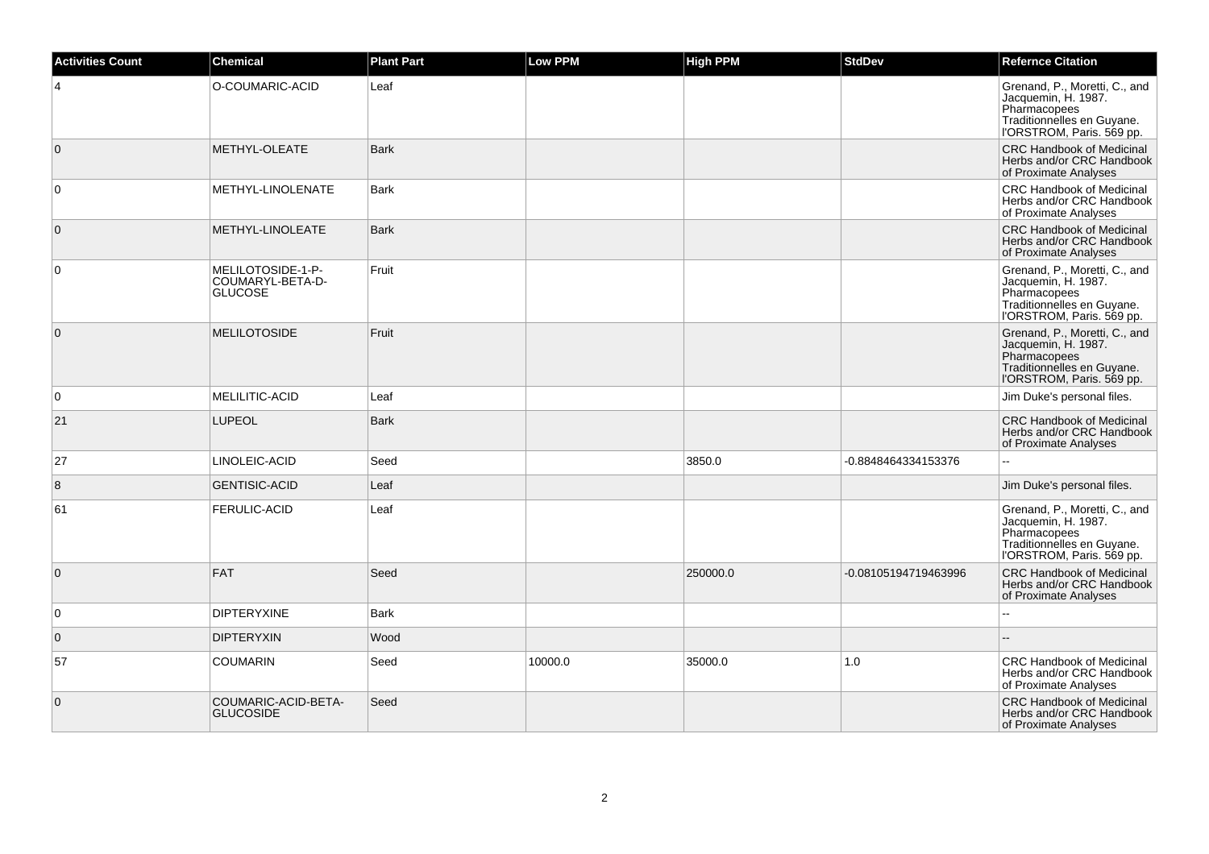| Activities Count | Chemical | Plant Part | Low PPM | High PPM | StdDev | Refernce Citation |
|---|---|---|---|---|---|---|
| 4 | O-COUMARIC-ACID | Leaf | | | | Grenand, P., Moretti, C., and Jacquemin, H. 1987. Pharmacopees Traditionnelles en Guyane. l'ORSTROM, Paris. 569 pp. |
| 0 | METHYL-OLEATE | Bark | | | | CRC Handbook of Medicinal Herbs and/or CRC Handbook of Proximate Analyses |
| 0 | METHYL-LINOLENATE | Bark | | | | CRC Handbook of Medicinal Herbs and/or CRC Handbook of Proximate Analyses |
| 0 | METHYL-LINOLEATE | Bark | | | | CRC Handbook of Medicinal Herbs and/or CRC Handbook of Proximate Analyses |
| 0 | MELILOTOSIDE-1-P-COUMARYL-BETA-D-GLUCOSE | Fruit | | | | Grenand, P., Moretti, C., and Jacquemin, H. 1987. Pharmacopees Traditionnelles en Guyane. l'ORSTROM, Paris. 569 pp. |
| 0 | MELILOTOSIDE | Fruit | | | | Grenand, P., Moretti, C., and Jacquemin, H. 1987. Pharmacopees Traditionnelles en Guyane. l'ORSTROM, Paris. 569 pp. |
| 0 | MELILITIC-ACID | Leaf | | | | Jim Duke's personal files. |
| 21 | LUPEOL | Bark | | | | CRC Handbook of Medicinal Herbs and/or CRC Handbook of Proximate Analyses |
| 27 | LINOLEIC-ACID | Seed | | 3850.0 | -0.8848464334153376 | -- |
| 8 | GENTISIC-ACID | Leaf | | | | Jim Duke's personal files. |
| 61 | FERULIC-ACID | Leaf | | | | Grenand, P., Moretti, C., and Jacquemin, H. 1987. Pharmacopees Traditionnelles en Guyane. l'ORSTROM, Paris. 569 pp. |
| 0 | FAT | Seed | | 250000.0 | -0.08105194719463996 | CRC Handbook of Medicinal Herbs and/or CRC Handbook of Proximate Analyses |
| 0 | DIPTERYXINE | Bark | | | | -- |
| 0 | DIPTERYXIN | Wood | | | | -- |
| 57 | COUMARIN | Seed | 10000.0 | 35000.0 | 1.0 | CRC Handbook of Medicinal Herbs and/or CRC Handbook of Proximate Analyses |
| 0 | COUMARIC-ACID-BETA-GLUCOSIDE | Seed | | | | CRC Handbook of Medicinal Herbs and/or CRC Handbook of Proximate Analyses |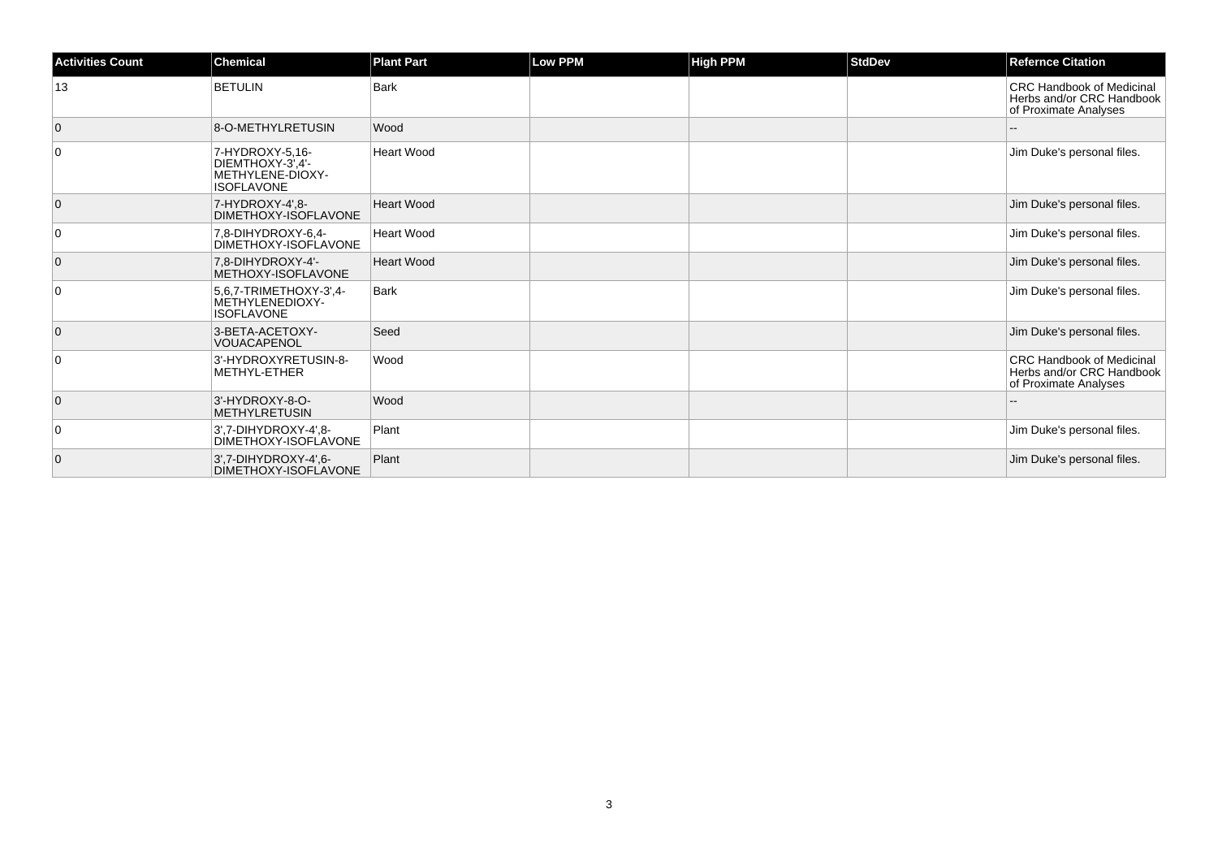| Activities Count | Chemical | Plant Part | Low PPM | High PPM | StdDev | Refernce Citation |
|---|---|---|---|---|---|---|
| 13 | BETULIN | Bark | | | | CRC Handbook of Medicinal Herbs and/or CRC Handbook of Proximate Analyses |
| 0 | 8-O-METHYLRETUSIN | Wood | | | | -- |
| 0 | 7-HYDROXY-5,16-DIEMTHOXY-3',4'-METHYLENE-DIOXY-ISOFLAVONE | Heart Wood | | | | Jim Duke's personal files. |
| 0 | 7-HYDROXY-4',8-DIMETHOXY-ISOFLAVONE | Heart Wood | | | | Jim Duke's personal files. |
| 0 | 7,8-DIHYDROXY-6,4-DIMETHOXY-ISOFLAVONE | Heart Wood | | | | Jim Duke's personal files. |
| 0 | 7,8-DIHYDROXY-4'-METHOXY-ISOFLAVONE | Heart Wood | | | | Jim Duke's personal files. |
| 0 | 5,6,7-TRIMETHOXY-3',4-METHYLENEDIOXY-ISOFLAVONE | Bark | | | | Jim Duke's personal files. |
| 0 | 3-BETA-ACETOXY-VOUACAPENOL | Seed | | | | Jim Duke's personal files. |
| 0 | 3'-HYDROXYRETUSIN-8-METHYL-ETHER | Wood | | | | CRC Handbook of Medicinal Herbs and/or CRC Handbook of Proximate Analyses |
| 0 | 3'-HYDROXY-8-O-METHYLRETUSIN | Wood | | | | -- |
| 0 | 3',7-DIHYDROXY-4',8-DIMETHOXY-ISOFLAVONE | Plant | | | | Jim Duke's personal files. |
| 0 | 3',7-DIHYDROXY-4',6-DIMETHOXY-ISOFLAVONE | Plant | | | | Jim Duke's personal files. |